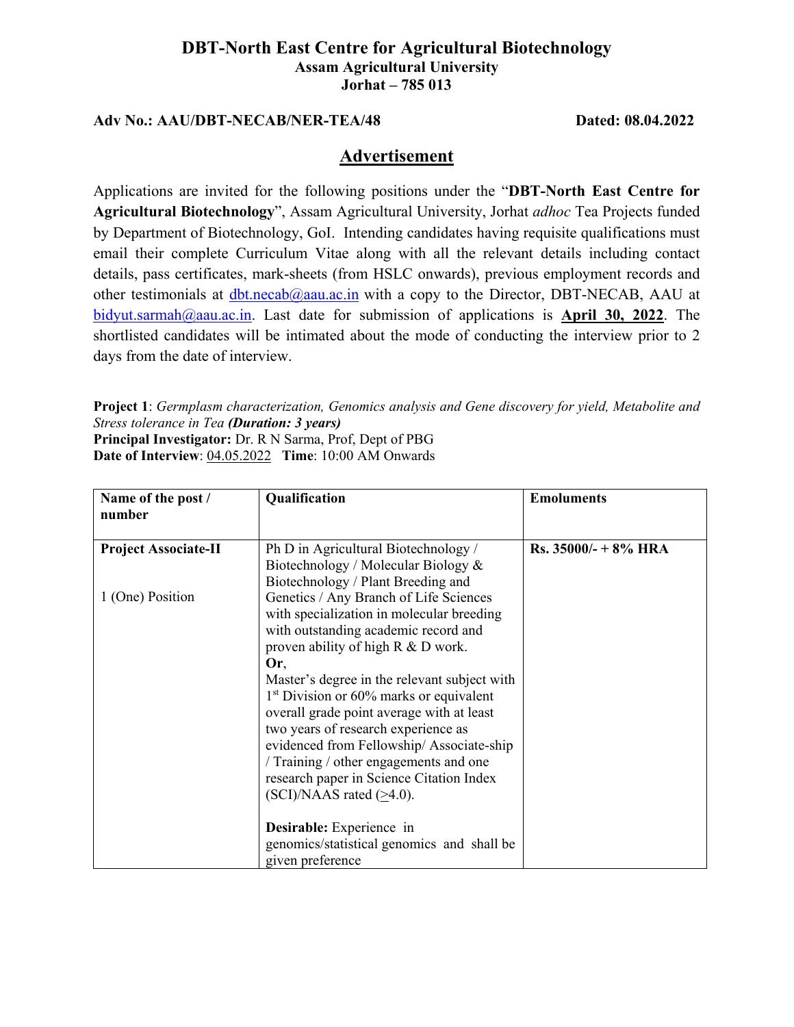# DBT-North East Centre for Agricultural Biotechnology

**Assam Agricultural University**
**Jorhat – 785 013**

**Adv No.: AAU/DBT-NECAB/NER-TEA/48** **Dated: 08.04.2022**

## Advertisement

Applications are invited for the following positions under the "**DBT-North East Centre for Agricultural Biotechnology**", Assam Agricultural University, Jorhat *adhoc* Tea Projects funded by Department of Biotechnology, GoI. Intending candidates having requisite qualifications must email their complete Curriculum Vitae along with all the relevant details including contact details, pass certificates, mark-sheets (from HSLC onwards), previous employment records and other testimonials at dbt.necab@aau.ac.in with a copy to the Director, DBT-NECAB, AAU at bidyut.sarmah@aau.ac.in. Last date for submission of applications is **April 30, 2022**. The shortlisted candidates will be intimated about the mode of conducting the interview prior to 2 days from the date of interview.

**Project 1**: *Germplasm characterization, Genomics analysis and Gene discovery for yield, Metabolite and Stress tolerance in Tea* ***(Duration: 3 years)***
**Principal Investigator:** Dr. R N Sarma, Prof, Dept of PBG
**Date of Interview**: 04.05.2022 **Time**: 10:00 AM Onwards

| Name of the post / number | Qualification | Emoluments |
|---|---|---|
| **Project Associate-II**<br><br>1 (One) Position | Ph D in Agricultural Biotechnology / Biotechnology / Molecular Biology & Biotechnology / Plant Breeding and Genetics / Any Branch of Life Sciences with specialization in molecular breeding with outstanding academic record and proven ability of high R & D work.<br>**Or**,<br>Master's degree in the relevant subject with 1st Division or 60% marks or equivalent overall grade point average with at least two years of research experience as evidenced from Fellowship/ Associate-ship / Training / other engagements and one research paper in Science Citation Index (SCI)/NAAS rated ($\geq$4.0).<br><br>**Desirable:** Experience in genomics/statistical genomics and shall be given preference | **Rs. 35000/- + 8% HRA** |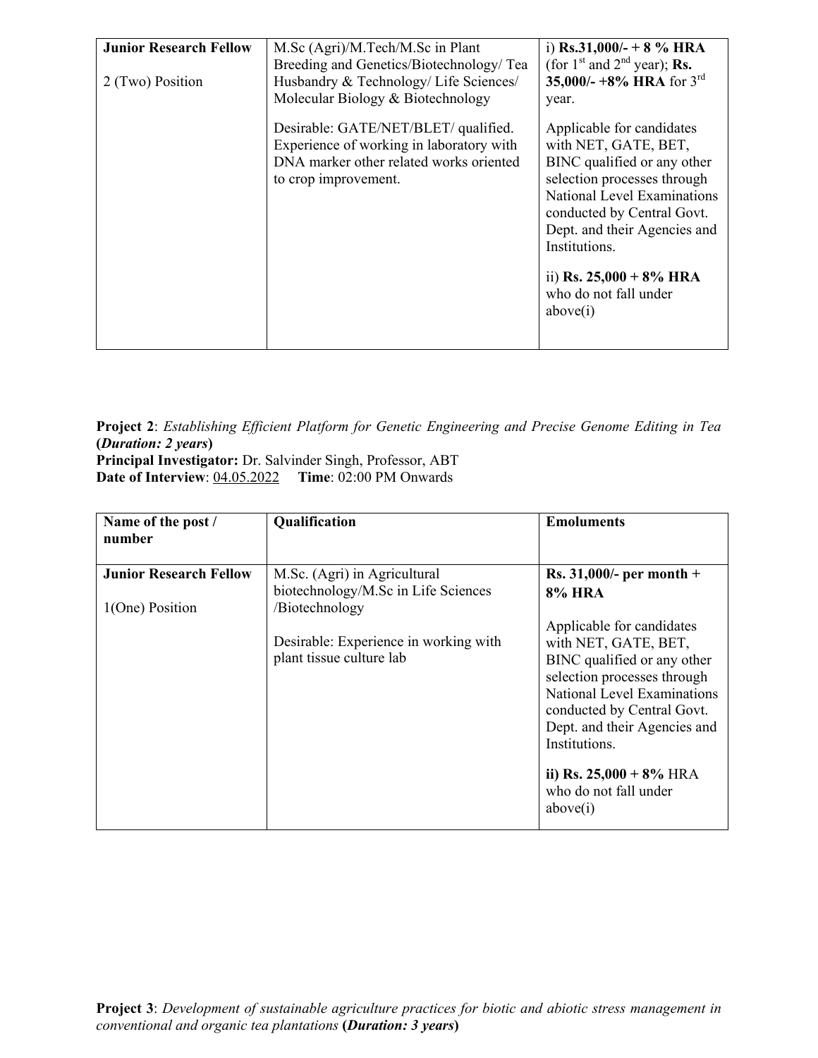| | | |
|---|---|---|
| **Junior Research Fellow**<br><br>2 (Two) Position | M.Sc (Agri)/M.Tech/M.Sc in Plant Breeding and Genetics/Biotechnology/ Tea Husbandry & Technology/ Life Sciences/ Molecular Biology & Biotechnology<br><br>Desirable: GATE/NET/BLET/ qualified. Experience of working in laboratory with DNA marker other related works oriented to crop improvement. | i) **Rs.31,000/- + 8 % HRA** (for 1st and 2nd year); **Rs. 35,000/- +8% HRA** for 3rd year.<br><br>Applicable for candidates with NET, GATE, BET, BINC qualified or any other selection processes through National Level Examinations conducted by Central Govt. Dept. and their Agencies and Institutions.<br><br>ii) **Rs. 25,000 + 8% HRA** who do not fall under above(i) |

**Project 2**: *Establishing Efficient Platform for Genetic Engineering and Precise Genome Editing in Tea* **(*Duration: 2 years*)**
**Principal Investigator:** Dr. Salvinder Singh, Professor, ABT
**Date of Interview**: 04.05.2022 **Time**: 02:00 PM Onwards

| Name of the post / number | Qualification | Emoluments |
|---|---|---|
| **Junior Research Fellow**<br><br>1(One) Position | M.Sc. (Agri) in Agricultural biotechnology/M.Sc in Life Sciences /Biotechnology<br><br>Desirable: Experience in working with plant tissue culture lab | **Rs. 31,000/- per month + 8% HRA**<br><br>Applicable for candidates with NET, GATE, BET, BINC qualified or any other selection processes through National Level Examinations conducted by Central Govt. Dept. and their Agencies and Institutions.<br><br>**ii) Rs. 25,000 + 8%** HRA who do not fall under above(i) |

**Project 3**: *Development of sustainable agriculture practices for biotic and abiotic stress management in conventional and organic tea plantations* **(*Duration: 3 years*)**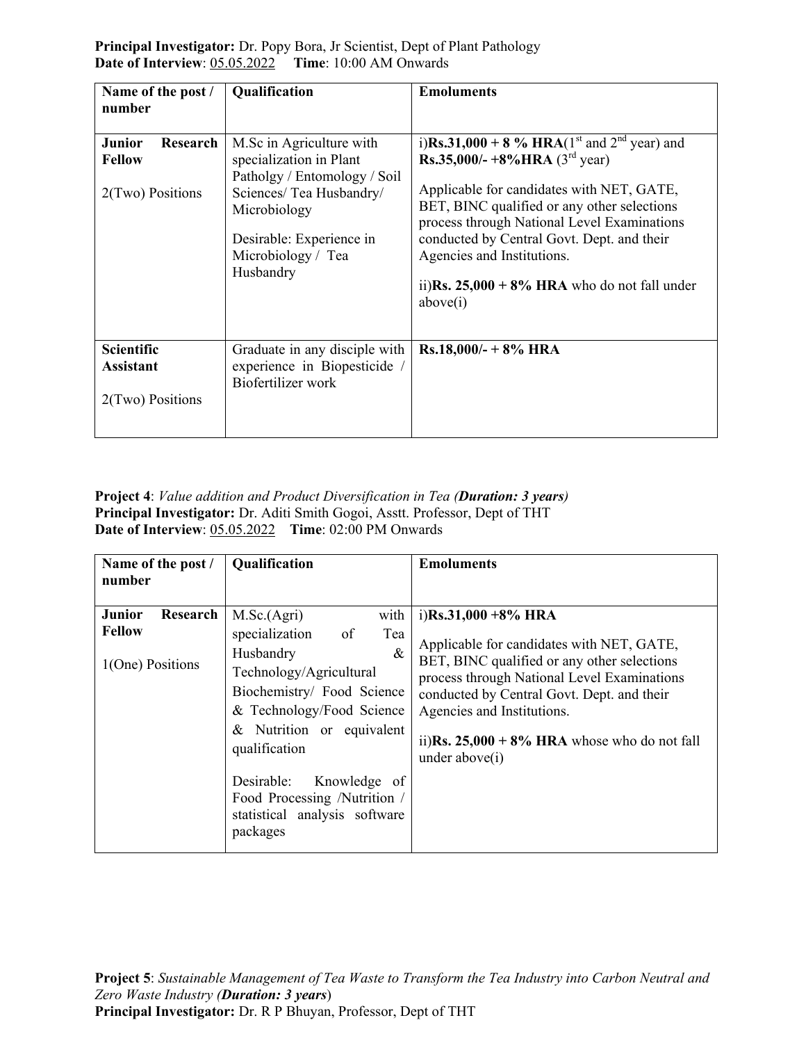**Principal Investigator:** Dr. Popy Bora, Jr Scientist, Dept of Plant Pathology
**Date of Interview**: 05.05.2022 **Time**: 10:00 AM Onwards

| Name of the post / number | Qualification | Emoluments |
|---|---|---|
| **Junior Research Fellow**<br><br>2(Two) Positions | M.Sc in Agriculture with specialization in Plant Patholgy / Entomology / Soil Sciences/ Tea Husbandry/ Microbiology<br><br>Desirable: Experience in Microbiology / Tea Husbandry | i)**Rs.31,000 + 8 % HRA**(1st and 2nd year) and **Rs.35,000/- +8%HRA** (3rd year)<br><br>Applicable for candidates with NET, GATE, BET, BINC qualified or any other selections process through National Level Examinations conducted by Central Govt. Dept. and their Agencies and Institutions.<br><br>ii)**Rs. 25,000 + 8% HRA** who do not fall under above(i) |
| **Scientific Assistant**<br><br>2(Two) Positions | Graduate in any disciple with experience in Biopesticide / Biofertilizer work | **Rs.18,000/- + 8% HRA** |

**Project 4**: *Value addition and Product Diversification in Tea (**Duration: 3 years**)*
**Principal Investigator:** Dr. Aditi Smith Gogoi, Asstt. Professor, Dept of THT
**Date of Interview**: 05.05.2022 **Time**: 02:00 PM Onwards

| Name of the post / number | Qualification | Emoluments |
|---|---|---|
| **Junior Research Fellow**<br><br>1(One) Positions | M.Sc.(Agri) with specialization of Tea Husbandry & Technology/Agricultural Biochemistry/ Food Science & Technology/Food Science & Nutrition or equivalent qualification<br><br>Desirable: Knowledge of Food Processing /Nutrition / statistical analysis software packages | i)**Rs.31,000 +8% HRA**<br><br>Applicable for candidates with NET, GATE, BET, BINC qualified or any other selections process through National Level Examinations conducted by Central Govt. Dept. and their Agencies and Institutions.<br><br>ii)**Rs. 25,000 + 8% HRA** whose who do not fall under above(i) |

**Project 5**: *Sustainable Management of Tea Waste to Transform the Tea Industry into Carbon Neutral and Zero Waste Industry (**Duration: 3 years**)*
**Principal Investigator:** Dr. R P Bhuyan, Professor, Dept of THT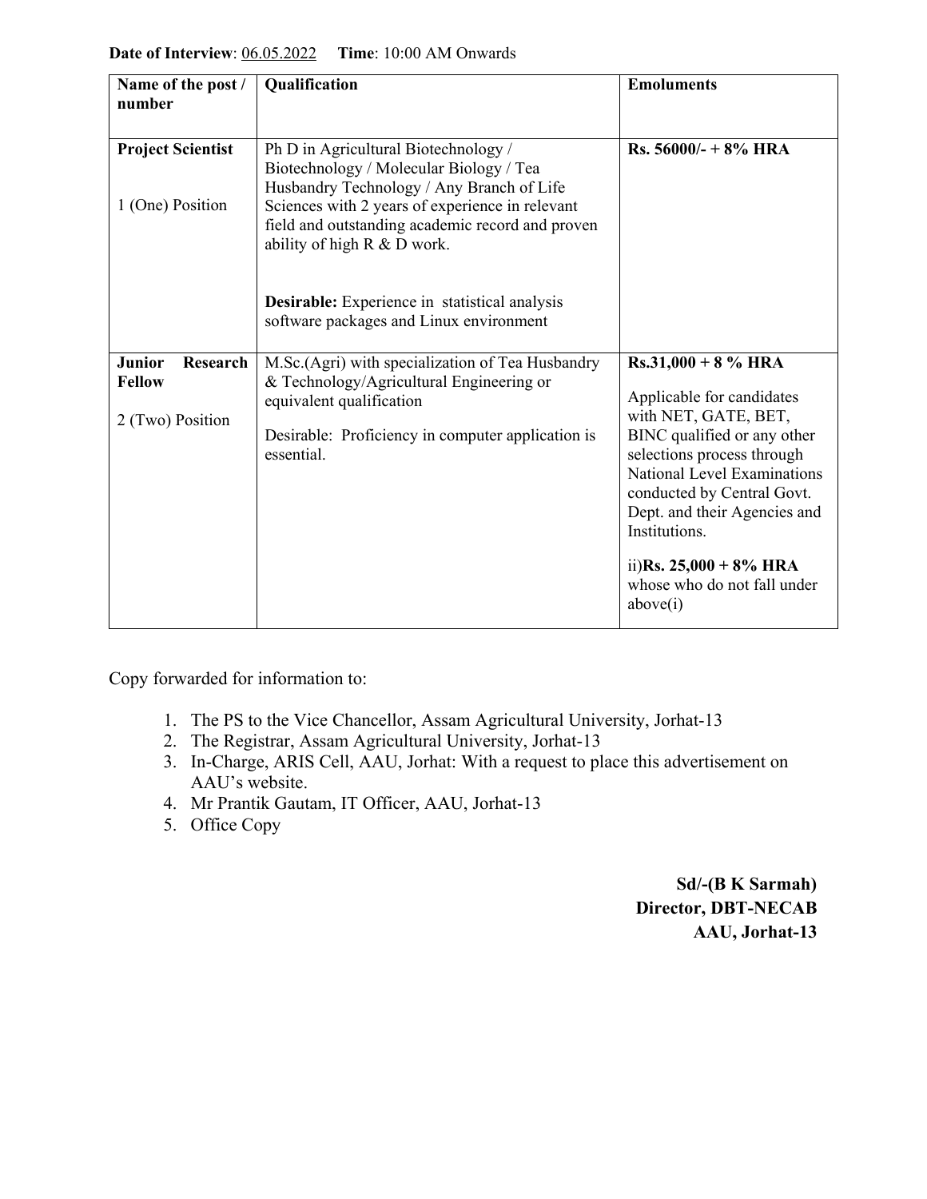**Date of Interview**: 06.05.2022 **Time**: 10:00 AM Onwards

| **Name of the post / number** | **Qualification** | **Emoluments** |
|---|---|---|
| **Project Scientist**<br><br>1 (One) Position | Ph D in Agricultural Biotechnology / Biotechnology / Molecular Biology / Tea Husbandry Technology / Any Branch of Life Sciences with 2 years of experience in relevant field and outstanding academic record and proven ability of high R & D work.<br><br>**Desirable:** Experience in statistical analysis software packages and Linux environment | **Rs. 56000/- + 8% HRA** |
| **Junior Research Fellow**<br><br>2 (Two) Position | M.Sc.(Agri) with specialization of Tea Husbandry & Technology/Agricultural Engineering or equivalent qualification<br><br>Desirable: Proficiency in computer application is essential. | **Rs.31,000 + 8 % HRA**<br><br>Applicable for candidates with NET, GATE, BET, BINC qualified or any other selections process through National Level Examinations conducted by Central Govt. Dept. and their Agencies and Institutions.<br><br>ii)**Rs. 25,000 + 8% HRA** whose who do not fall under above(i) |

Copy forwarded for information to:

1. The PS to the Vice Chancellor, Assam Agricultural University, Jorhat-13
2. The Registrar, Assam Agricultural University, Jorhat-13
3. In-Charge, ARIS Cell, AAU, Jorhat: With a request to place this advertisement on AAU's website.
4. Mr Prantik Gautam, IT Officer, AAU, Jorhat-13
5. Office Copy

**Sd/-(B K Sarmah)**
**Director, DBT-NECAB**
**AAU, Jorhat-13**